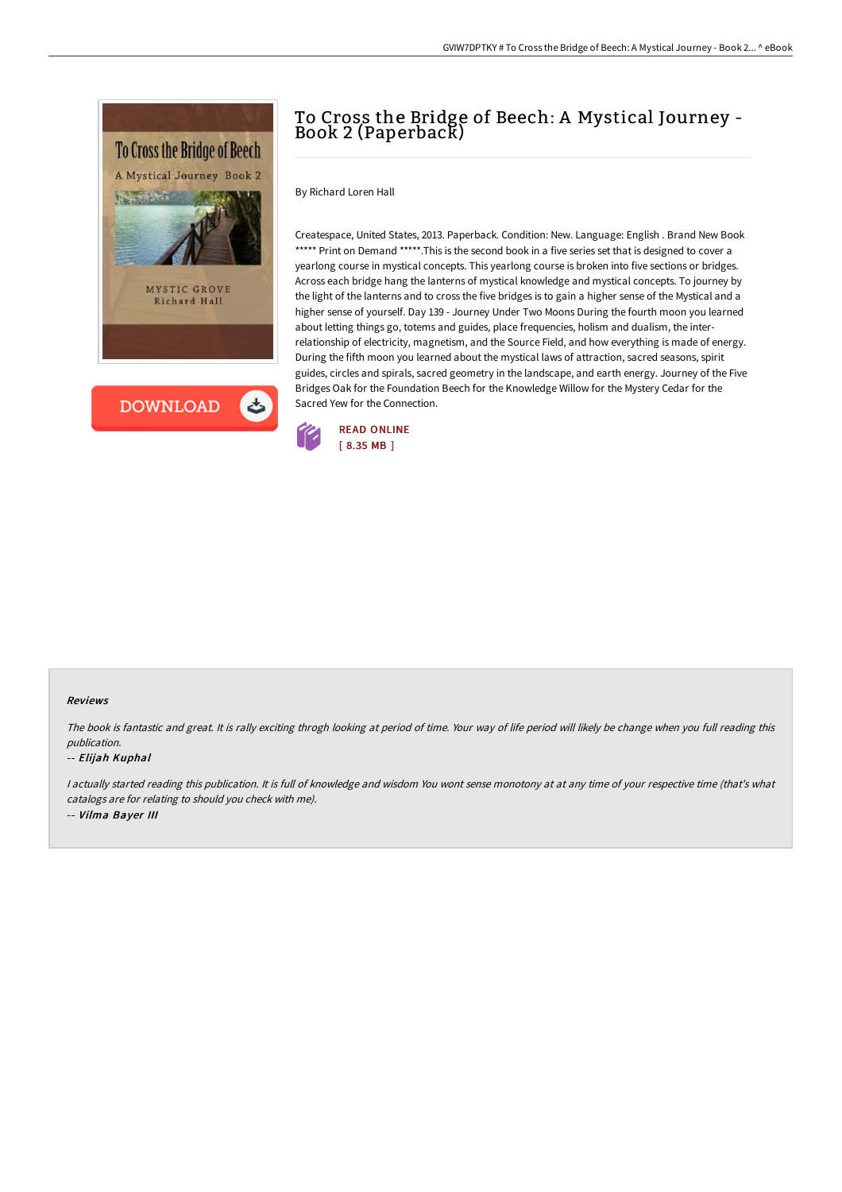# To Cross the Bridge of Beech: A Mystical Journey - Book 2 (Paperback)

By Richard Loren Hall

Createspace, United States, 2013. Paperback. Condition: New. Language: English . Brand New Book ***** Print on Demand *****.This is the second book in a five series set that is designed to cover a yearlong course in mystical concepts. This yearlong course is broken into five sections or bridges. Across each bridge hang the lanterns of mystical knowledge and mystical concepts. To journey by the light of the lanterns and to cross the five bridges is to gain a higher sense of the Mystical and a higher sense of yourself. Day 139 - Journey Under Two Moons During the fourth moon you learned about letting things go, totems and guides, place frequencies, holism and dualism, the inter-relationship of electricity, magnetism, and the Source Field, and how everything is made of energy. During the fifth moon you learned about the mystical laws of attraction, sacred seasons, spirit guides, circles and spirals, sacred geometry in the landscape, and earth energy. Journey of the Five Bridges Oak for the Foundation Beech for the Knowledge Willow for the Mystery Cedar for the Sacred Yew for the Connection.

READ ONLINE
[ 8.35 MB ]

DOWNLOAD

### Reviews

*The book is fantastic and great. It is rally exciting throgh looking at period of time. Your way of life period will likely be change when you full reading this publication.*

-- *Elijah Kuphal*

*I actually started reading this publication. It is full of knowledge and wisdom You wont sense monotony at at any time of your respective time (that's what catalogs are for relating to should you check with me).*

-- *Vilma Bayer III*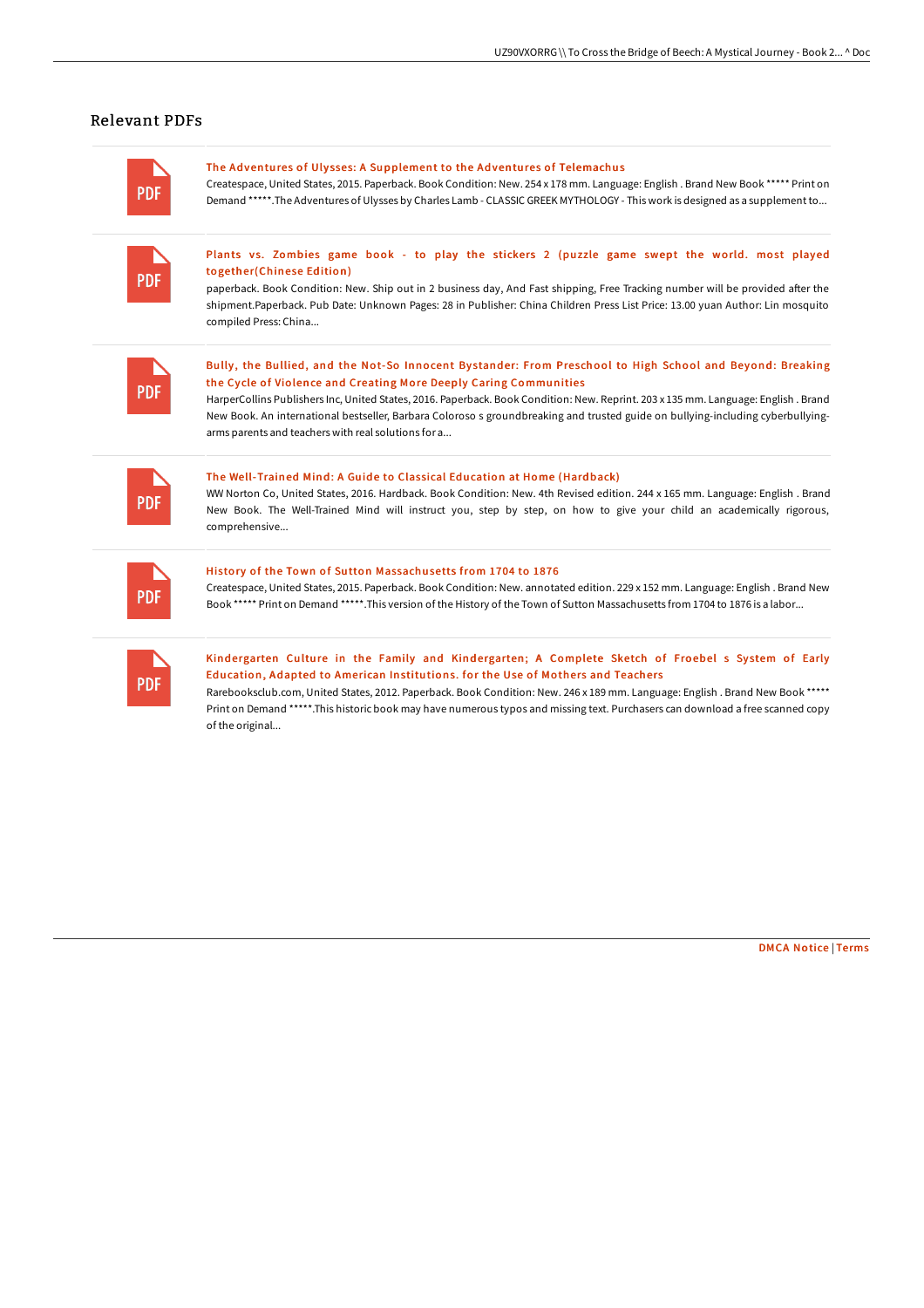## Relevant PDFs

### The Adventures of Ulysses: A Supplement to the Adventures of Telemachus

Createspace, United States, 2015. Paperback. Book Condition: New. 254 x 178 mm. Language: English . Brand New Book ***** Print on Demand *****.The Adventures of Ulysses by Charles Lamb - CLASSIC GREEK MYTHOLOGY - This work is designed as a supplement to...

### Plants vs. Zombies game book - to play the stickers 2 (puzzle game swept the world. most played together(Chinese Edition)

paperback. Book Condition: New. Ship out in 2 business day, And Fast shipping, Free Tracking number will be provided after the shipment.Paperback. Pub Date: Unknown Pages: 28 in Publisher: China Children Press List Price: 13.00 yuan Author: Lin mosquito compiled Press: China...

### Bully, the Bullied, and the Not-So Innocent Bystander: From Preschool to High School and Beyond: Breaking the Cycle of Violence and Creating More Deeply Caring Communities

HarperCollins Publishers Inc, United States, 2016. Paperback. Book Condition: New. Reprint. 203 x 135 mm. Language: English . Brand New Book. An international bestseller, Barbara Coloroso s groundbreaking and trusted guide on bullying-including cyberbullying-arms parents and teachers with real solutions for a...

### The Well-Trained Mind: A Guide to Classical Education at Home (Hardback)

WW Norton Co, United States, 2016. Hardback. Book Condition: New. 4th Revised edition. 244 x 165 mm. Language: English . Brand New Book. The Well-Trained Mind will instruct you, step by step, on how to give your child an academically rigorous, comprehensive...

### History of the Town of Sutton Massachusetts from 1704 to 1876

Createspace, United States, 2015. Paperback. Book Condition: New. annotated edition. 229 x 152 mm. Language: English . Brand New Book ***** Print on Demand *****.This version of the History of the Town of Sutton Massachusetts from 1704 to 1876 is a labor...

### Kindergarten Culture in the Family and Kindergarten; A Complete Sketch of Froebel s System of Early Education, Adapted to American Institutions. for the Use of Mothers and Teachers

Rarebooksclub.com, United States, 2012. Paperback. Book Condition: New. 246 x 189 mm. Language: English . Brand New Book ***** Print on Demand *****.This historic book may have numerous typos and missing text. Purchasers can download a free scanned copy of the original...

DMCA Notice | Terms